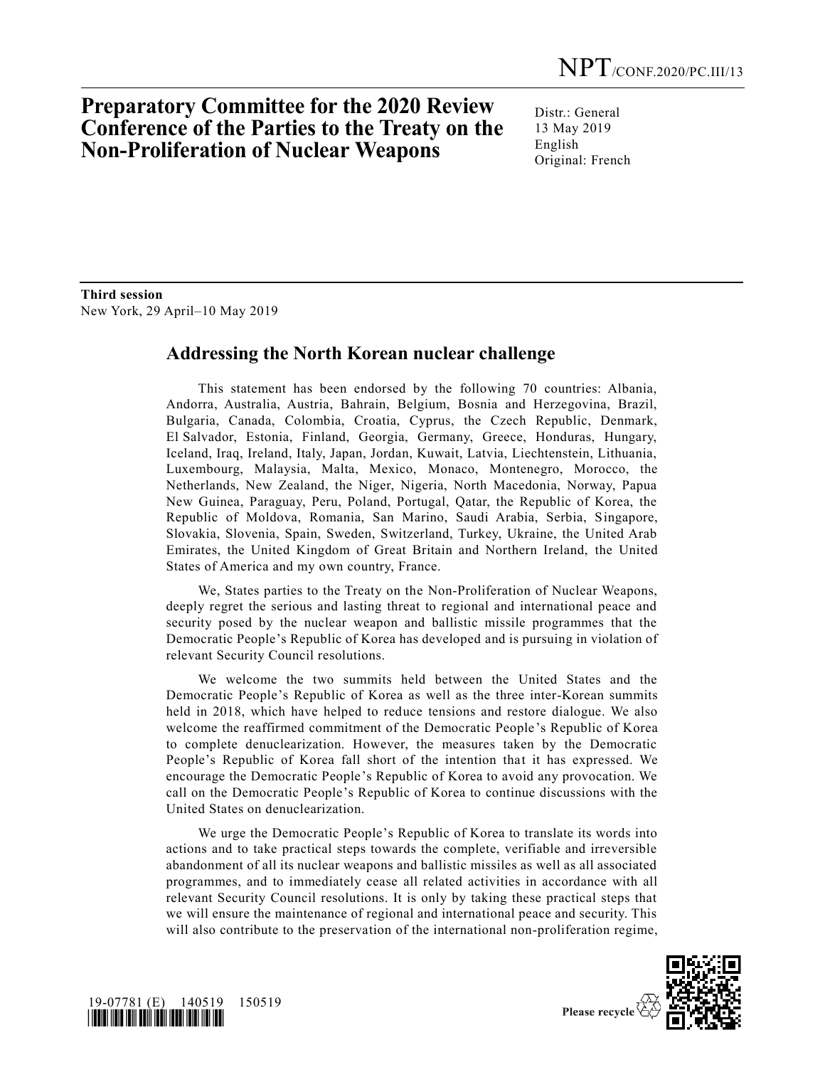NPT/CONF.2020/PC.III/13

# Preparatory Committee for the 2020 Review Conference of the Parties to the Treaty on the Non-Proliferation of Nuclear Weapons

Distr.: General
13 May 2019
English
Original: French

**Third session**
New York, 29 April–10 May 2019

## Addressing the North Korean nuclear challenge

This statement has been endorsed by the following 70 countries: Albania, Andorra, Australia, Austria, Bahrain, Belgium, Bosnia and Herzegovina, Brazil, Bulgaria, Canada, Colombia, Croatia, Cyprus, the Czech Republic, Denmark, El Salvador, Estonia, Finland, Georgia, Germany, Greece, Honduras, Hungary, Iceland, Iraq, Ireland, Italy, Japan, Jordan, Kuwait, Latvia, Liechtenstein, Lithuania, Luxembourg, Malaysia, Malta, Mexico, Monaco, Montenegro, Morocco, the Netherlands, New Zealand, the Niger, Nigeria, North Macedonia, Norway, Papua New Guinea, Paraguay, Peru, Poland, Portugal, Qatar, the Republic of Korea, the Republic of Moldova, Romania, San Marino, Saudi Arabia, Serbia, Singapore, Slovakia, Slovenia, Spain, Sweden, Switzerland, Turkey, Ukraine, the United Arab Emirates, the United Kingdom of Great Britain and Northern Ireland, the United States of America and my own country, France.

We, States parties to the Treaty on the Non-Proliferation of Nuclear Weapons, deeply regret the serious and lasting threat to regional and international peace and security posed by the nuclear weapon and ballistic missile programmes that the Democratic People's Republic of Korea has developed and is pursuing in violation of relevant Security Council resolutions.

We welcome the two summits held between the United States and the Democratic People's Republic of Korea as well as the three inter-Korean summits held in 2018, which have helped to reduce tensions and restore dialogue. We also welcome the reaffirmed commitment of the Democratic People's Republic of Korea to complete denuclearization. However, the measures taken by the Democratic People's Republic of Korea fall short of the intention that it has expressed. We encourage the Democratic People's Republic of Korea to avoid any provocation. We call on the Democratic People's Republic of Korea to continue discussions with the United States on denuclearization.

We urge the Democratic People's Republic of Korea to translate its words into actions and to take practical steps towards the complete, verifiable and irreversible abandonment of all its nuclear weapons and ballistic missiles as well as all associated programmes, and to immediately cease all related activities in accordance with all relevant Security Council resolutions. It is only by taking these practical steps that we will ensure the maintenance of regional and international peace and security. This will also contribute to the preservation of the international non-proliferation regime,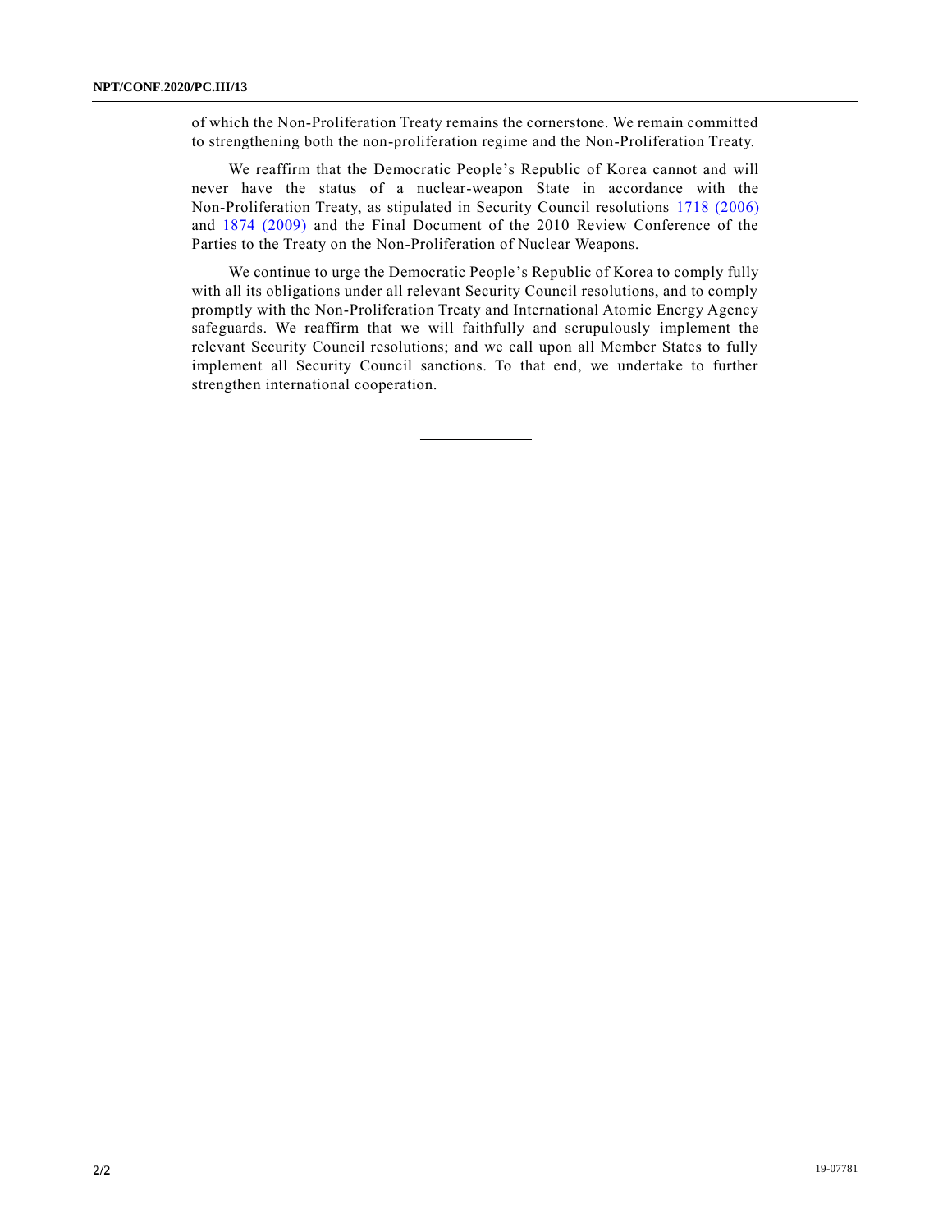of which the Non-Proliferation Treaty remains the cornerstone. We remain committed to strengthening both the non-proliferation regime and the Non-Proliferation Treaty.

We reaffirm that the Democratic People's Republic of Korea cannot and will never have the status of a nuclear-weapon State in accordance with the Non-Proliferation Treaty, as stipulated in Security Council resolutions 1718 (2006) and 1874 (2009) and the Final Document of the 2010 Review Conference of the Parties to the Treaty on the Non-Proliferation of Nuclear Weapons.

We continue to urge the Democratic People's Republic of Korea to comply fully with all its obligations under all relevant Security Council resolutions, and to comply promptly with the Non-Proliferation Treaty and International Atomic Energy Agency safeguards. We reaffirm that we will faithfully and scrupulously implement the relevant Security Council resolutions; and we call upon all Member States to fully implement all Security Council sanctions. To that end, we undertake to further strengthen international cooperation.